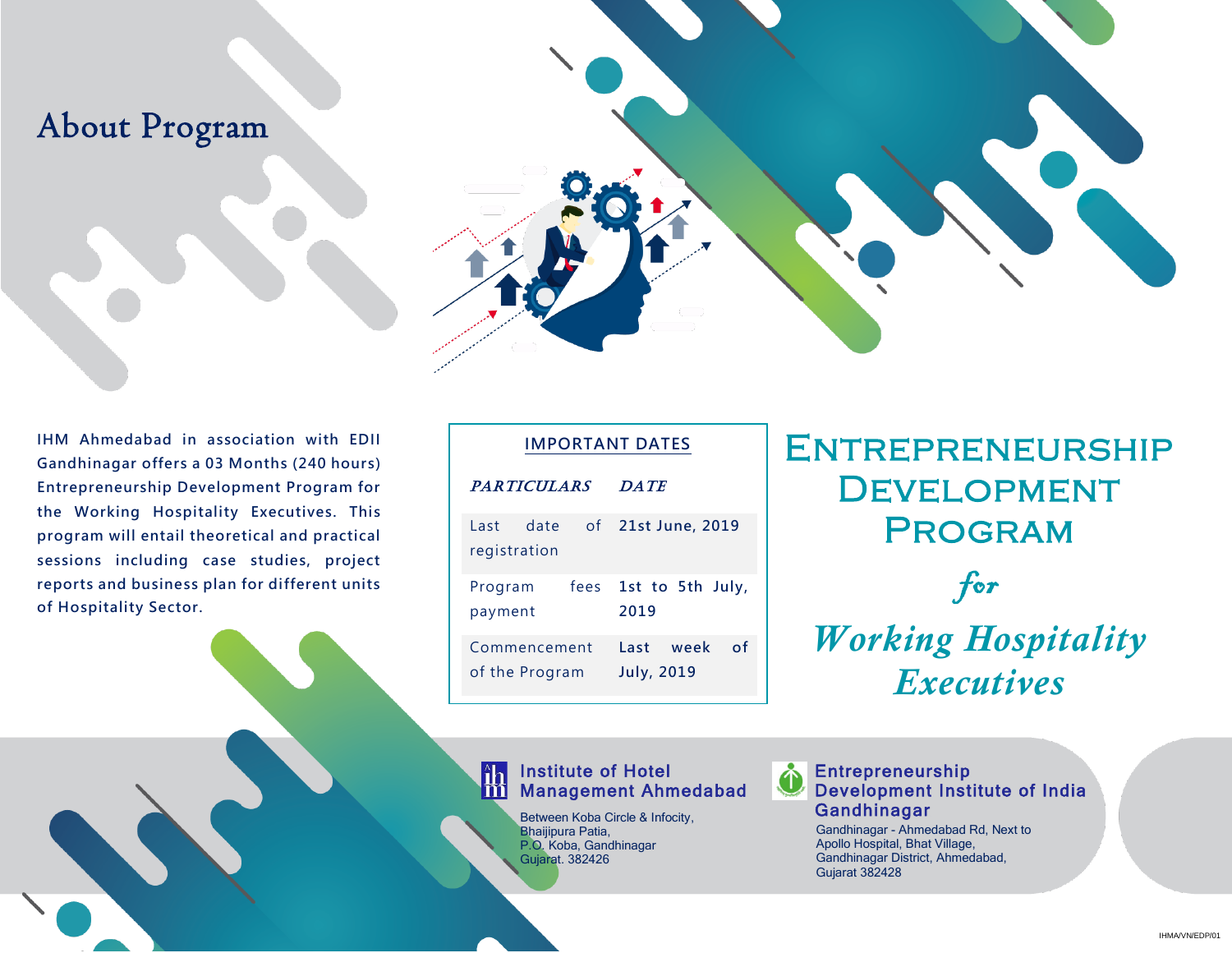# About Program

**IHM Ahmedabad in association with EDII Gandhinagar offers a 03 Months (240 hours) Entrepreneurship Development Program for the Working Hospitality Executives. This program will entail theoretical and practical sessions including case studies, project reports and business plan for different units of Hospitality Sector.**

## IMPORTANT DATES

| *PARTICULARS* | *DATE* |
|---|---|
| Last date of registration | **21st June, 2019** |
| Program fees payment | **1st to 5th July, 2019** |
| Commencement of the Program | **Last week of July, 2019** |

# ENTREPRENEURSHIP DEVELOPMENT PROGRAM

*for*

## *Working Hospitality Executives*

**Institute of Hotel Management Ahmedabad**

Between Koba Circle & Infocity,
Bhaijipura Patia,
P.O. Koba, Gandhinagar
Gujarat. 382426

**Entrepreneurship Development Institute of India Gandhinagar**

Gandhinagar - Ahmedabad Rd, Next to
Apollo Hospital, Bhat Village,
Gandhinagar District, Ahmedabad,
Gujarat 382428

IHMA/VN/EDP/01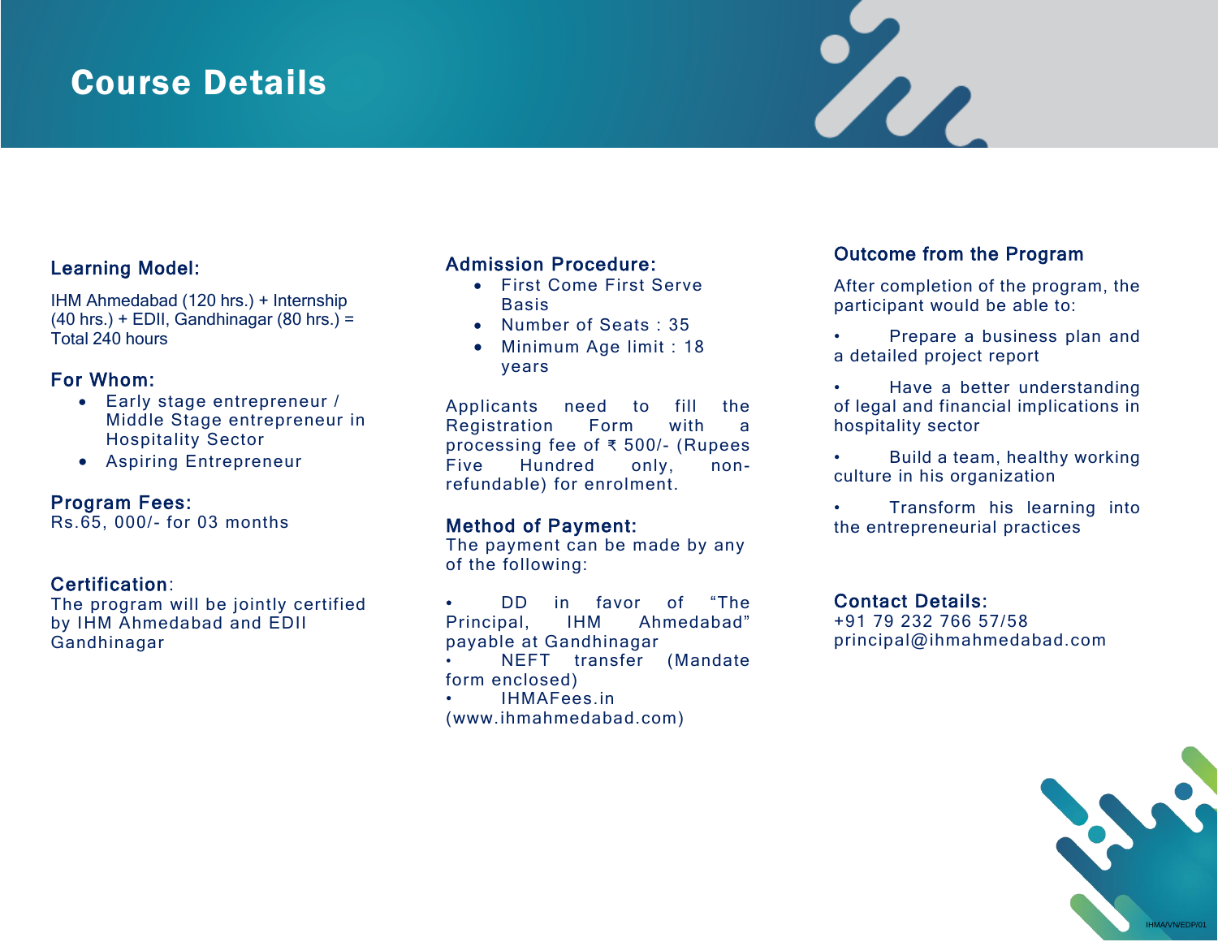# Course Details

### Learning Model:

IHM Ahmedabad (120 hrs.) + Internship (40 hrs.) + EDII, Gandhinagar (80 hrs.) = Total 240 hours

### For Whom:

- Early stage entrepreneur / Middle Stage entrepreneur in Hospitality Sector
- Aspiring Entrepreneur

### Program Fees:

Rs.65, 000/- for 03 months

### Certification:

The program will be jointly certified by IHM Ahmedabad and EDII Gandhinagar

### Admission Procedure:

- First Come First Serve Basis
- Number of Seats : 35
- Minimum Age limit : 18 years

Applicants need to fill the Registration Form with a processing fee of ₹ 500/- (Rupees Five Hundred only, non-refundable) for enrolment.

### Method of Payment:

The payment can be made by any of the following:

- DD in favor of “The Principal, IHM Ahmedabad” payable at Gandhinagar
- NEFT transfer (Mandate form enclosed)
- IHMAFees.in (www.ihmahmedabad.com)

### Outcome from the Program

After completion of the program, the participant would be able to:

- Prepare a business plan and a detailed project report
- Have a better understanding of legal and financial implications in hospitality sector
- Build a team, healthy working culture in his organization
- Transform his learning into the entrepreneurial practices

### Contact Details:

+91 79 232 766 57/58
principal@ihmahmedabad.com

IHMA/VN/EDP/01